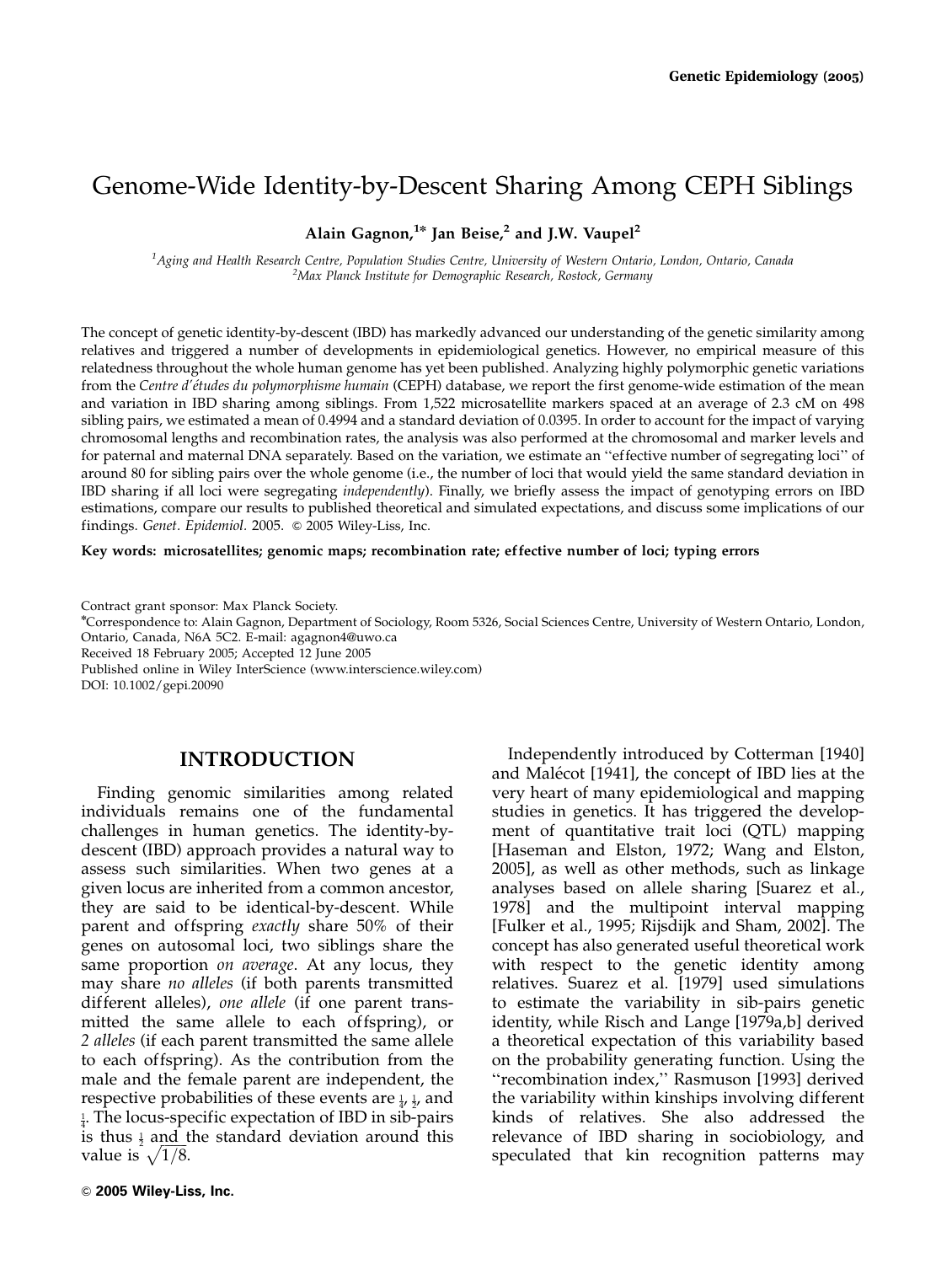# Genome-Wide Identity-by-Descent Sharing Among CEPH Siblings

**Alain Gagnon,[1*] Jan Beise,[2] and J.W. Vaupel[2]**

[1]*Aging and Health Research Centre, Population Studies Centre, University of Western Ontario, London, Ontario, Canada*
[2]*Max Planck Institute for Demographic Research, Rostock, Germany*

The concept of genetic identity-by-descent (IBD) has markedly advanced our understanding of the genetic similarity among relatives and triggered a number of developments in epidemiological genetics. However, no empirical measure of this relatedness throughout the whole human genome has yet been published. Analyzing highly polymorphic genetic variations from the *Centre d'études du polymorphisme humain* (CEPH) database, we report the first genome-wide estimation of the mean and variation in IBD sharing among siblings. From 1,522 microsatellite markers spaced at an average of 2.3 cM on 498 sibling pairs, we estimated a mean of 0.4994 and a standard deviation of 0.0395. In order to account for the impact of varying chromosomal lengths and recombination rates, the analysis was also performed at the chromosomal and marker levels and for paternal and maternal DNA separately. Based on the variation, we estimate an "effective number of segregating loci" of around 80 for sibling pairs over the whole genome (i.e., the number of loci that would yield the same standard deviation in IBD sharing if all loci were segregating *independently*). Finally, we briefly assess the impact of genotyping errors on IBD estimations, compare our results to published theoretical and simulated expectations, and discuss some implications of our findings. *Genet. Epidemiol.* 2005. © 2005 Wiley-Liss, Inc.

**Key words: microsatellites; genomic maps; recombination rate; effective number of loci; typing errors**

Contract grant sponsor: Max Planck Society.
*Correspondence to: Alain Gagnon, Department of Sociology, Room 5326, Social Sciences Centre, University of Western Ontario, London, Ontario, Canada, N6A 5C2. E-mail: agagnon4@uwo.ca
Received 18 February 2005; Accepted 12 June 2005
Published online in Wiley InterScience (www.interscience.wiley.com)
DOI: 10.1002/gepi.20090

## INTRODUCTION

Finding genomic similarities among related individuals remains one of the fundamental challenges in human genetics. The identity-by-descent (IBD) approach provides a natural way to assess such similarities. When two genes at a given locus are inherited from a common ancestor, they are said to be identical-by-descent. While parent and offspring *exactly* share 50% of their genes on autosomal loci, two siblings share the same proportion *on average*. At any locus, they may share *no alleles* (if both parents transmitted different alleles), *one allele* (if one parent transmitted the same allele to each offspring), or *2 alleles* (if each parent transmitted the same allele to each offspring). As the contribution from the male and the female parent are independent, the respective probabilities of these events are $\frac{1}{4}$, $\frac{1}{2}$, and $\frac{1}{4}$. The locus-specific expectation of IBD in sib-pairs is thus $\frac{1}{2}$ and the standard deviation around this value is $\sqrt{1/8}$.

Independently introduced by Cotterman [1940] and Malécot [1941], the concept of IBD lies at the very heart of many epidemiological and mapping studies in genetics. It has triggered the development of quantitative trait loci (QTL) mapping [Haseman and Elston, 1972; Wang and Elston, 2005], as well as other methods, such as linkage analyses based on allele sharing [Suarez et al., 1978] and the multipoint interval mapping [Fulker et al., 1995; Rijsdijk and Sham, 2002]. The concept has also generated useful theoretical work with respect to the genetic identity among relatives. Suarez et al. [1979] used simulations to estimate the variability in sib-pairs genetic identity, while Risch and Lange [1979a,b] derived a theoretical expectation of this variability based on the probability generating function. Using the "recombination index," Rasmuson [1993] derived the variability within kinships involving different kinds of relatives. She also addressed the relevance of IBD sharing in sociobiology, and speculated that kin recognition patterns may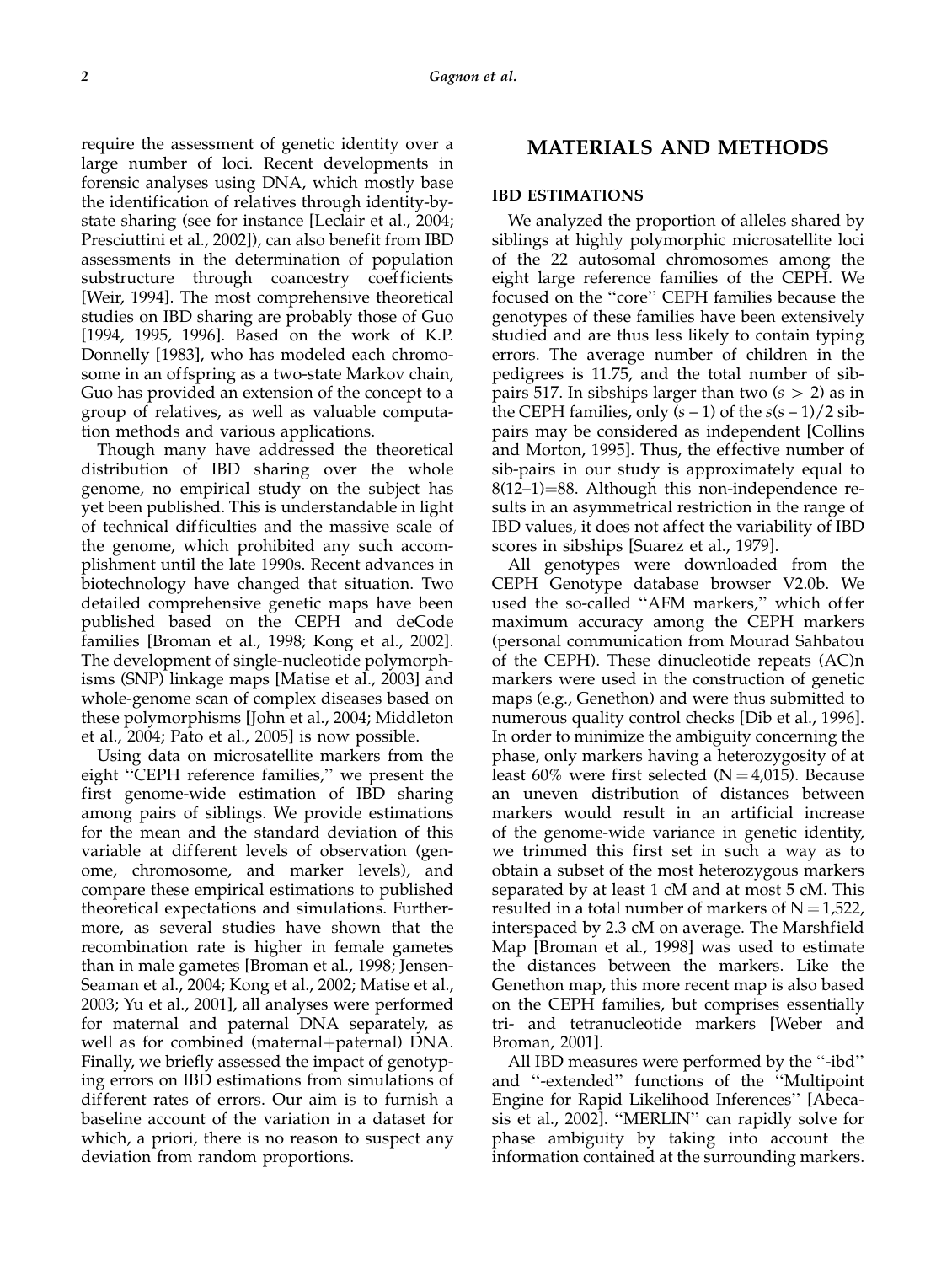require the assessment of genetic identity over a large number of loci. Recent developments in forensic analyses using DNA, which mostly base the identification of relatives through identity-by-state sharing (see for instance [Leclair et al., 2004; Presciuttini et al., 2002]), can also benefit from IBD assessments in the determination of population substructure through coancestry coefficients [Weir, 1994]. The most comprehensive theoretical studies on IBD sharing are probably those of Guo [1994, 1995, 1996]. Based on the work of K.P. Donnelly [1983], who has modeled each chromosome in an offspring as a two-state Markov chain, Guo has provided an extension of the concept to a group of relatives, as well as valuable computation methods and various applications.

Though many have addressed the theoretical distribution of IBD sharing over the whole genome, no empirical study on the subject has yet been published. This is understandable in light of technical difficulties and the massive scale of the genome, which prohibited any such accomplishment until the late 1990s. Recent advances in biotechnology have changed that situation. Two detailed comprehensive genetic maps have been published based on the CEPH and deCode families [Broman et al., 1998; Kong et al., 2002]. The development of single-nucleotide polymorphisms (SNP) linkage maps [Matise et al., 2003] and whole-genome scan of complex diseases based on these polymorphisms [John et al., 2004; Middleton et al., 2004; Pato et al., 2005] is now possible.

Using data on microsatellite markers from the eight "CEPH reference families," we present the first genome-wide estimation of IBD sharing among pairs of siblings. We provide estimations for the mean and the standard deviation of this variable at different levels of observation (genome, chromosome, and marker levels), and compare these empirical estimations to published theoretical expectations and simulations. Furthermore, as several studies have shown that the recombination rate is higher in female gametes than in male gametes [Broman et al., 1998; Jensen-Seaman et al., 2004; Kong et al., 2002; Matise et al., 2003; Yu et al., 2001], all analyses were performed for maternal and paternal DNA separately, as well as for combined (maternal+paternal) DNA. Finally, we briefly assessed the impact of genotyping errors on IBD estimations from simulations of different rates of errors. Our aim is to furnish a baseline account of the variation in a dataset for which, a priori, there is no reason to suspect any deviation from random proportions.

# MATERIALS AND METHODS

## IBD ESTIMATIONS

We analyzed the proportion of alleles shared by siblings at highly polymorphic microsatellite loci of the 22 autosomal chromosomes among the eight large reference families of the CEPH. We focused on the "core" CEPH families because the genotypes of these families have been extensively studied and are thus less likely to contain typing errors. The average number of children in the pedigrees is 11.75, and the total number of sib-pairs 517. In sibships larger than two ($s > 2$) as in the CEPH families, only ($s - 1$) of the $s(s - 1)/2$ sib-pairs may be considered as independent [Collins and Morton, 1995]. Thus, the effective number of sib-pairs in our study is approximately equal to $8(12–1)=88$. Although this non-independence results in an asymmetrical restriction in the range of IBD values, it does not affect the variability of IBD scores in sibships [Suarez et al., 1979].

All genotypes were downloaded from the CEPH Genotype database browser V2.0b. We used the so-called "AFM markers," which offer maximum accuracy among the CEPH markers (personal communication from Mourad Sahbatou of the CEPH). These dinucleotide repeats (AC)n markers were used in the construction of genetic maps (e.g., Genethon) and were thus submitted to numerous quality control checks [Dib et al., 1996]. In order to minimize the ambiguity concerning the phase, only markers having a heterozygosity of at least 60% were first selected ($N = 4{,}015$). Because an uneven distribution of distances between markers would result in an artificial increase of the genome-wide variance in genetic identity, we trimmed this first set in such a way as to obtain a subset of the most heterozygous markers separated by at least 1 cM and at most 5 cM. This resulted in a total number of markers of $N = 1{,}522$, interspaced by 2.3 cM on average. The Marshfield Map [Broman et al., 1998] was used to estimate the distances between the markers. Like the Genethon map, this more recent map is also based on the CEPH families, but comprises essentially tri- and tetranucleotide markers [Weber and Broman, 2001].

All IBD measures were performed by the "-ibd" and "-extended" functions of the "Multipoint Engine for Rapid Likelihood Inferences" [Abecasis et al., 2002]. "MERLIN" can rapidly solve for phase ambiguity by taking into account the information contained at the surrounding markers.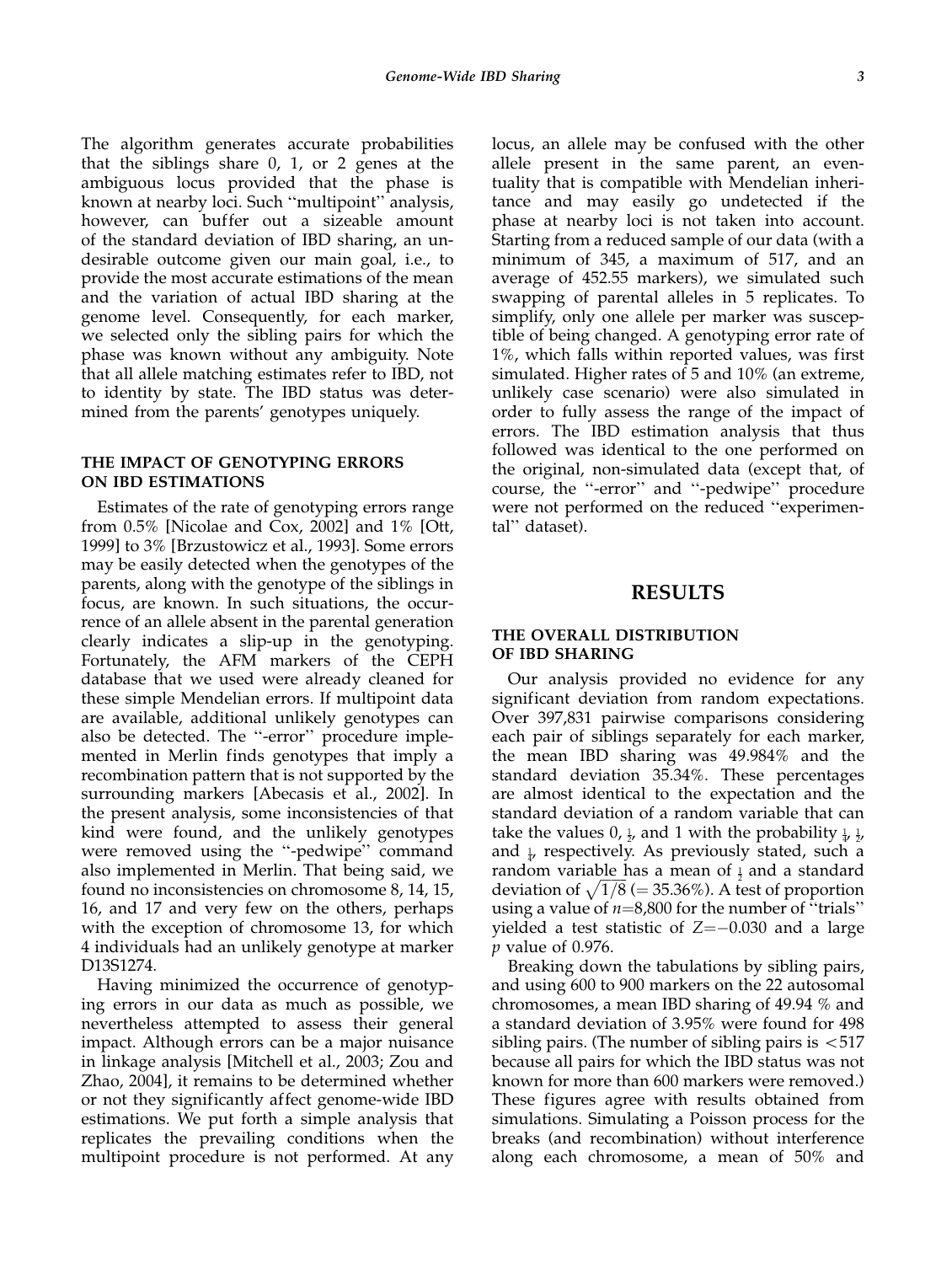The algorithm generates accurate probabilities that the siblings share 0, 1, or 2 genes at the ambiguous locus provided that the phase is known at nearby loci. Such "multipoint" analysis, however, can buffer out a sizeable amount of the standard deviation of IBD sharing, an undesirable outcome given our main goal, i.e., to provide the most accurate estimations of the mean and the variation of actual IBD sharing at the genome level. Consequently, for each marker, we selected only the sibling pairs for which the phase was known without any ambiguity. Note that all allele matching estimates refer to IBD, not to identity by state. The IBD status was determined from the parents' genotypes uniquely.

### THE IMPACT OF GENOTYPING ERRORS ON IBD ESTIMATIONS

Estimates of the rate of genotyping errors range from 0.5% [Nicolae and Cox, 2002] and 1% [Ott, 1999] to 3% [Brzustowicz et al., 1993]. Some errors may be easily detected when the genotypes of the parents, along with the genotype of the siblings in focus, are known. In such situations, the occurrence of an allele absent in the parental generation clearly indicates a slip-up in the genotyping. Fortunately, the AFM markers of the CEPH database that we used were already cleaned for these simple Mendelian errors. If multipoint data are available, additional unlikely genotypes can also be detected. The "-error" procedure implemented in Merlin finds genotypes that imply a recombination pattern that is not supported by the surrounding markers [Abecasis et al., 2002]. In the present analysis, some inconsistencies of that kind were found, and the unlikely genotypes were removed using the "-pedwipe" command also implemented in Merlin. That being said, we found no inconsistencies on chromosome 8, 14, 15, 16, and 17 and very few on the others, perhaps with the exception of chromosome 13, for which 4 individuals had an unlikely genotype at marker D13S1274.

Having minimized the occurrence of genotyping errors in our data as much as possible, we nevertheless attempted to assess their general impact. Although errors can be a major nuisance in linkage analysis [Mitchell et al., 2003; Zou and Zhao, 2004], it remains to be determined whether or not they significantly affect genome-wide IBD estimations. We put forth a simple analysis that replicates the prevailing conditions when the multipoint procedure is not performed. At any locus, an allele may be confused with the other allele present in the same parent, an eventuality that is compatible with Mendelian inheritance and may easily go undetected if the phase at nearby loci is not taken into account. Starting from a reduced sample of our data (with a minimum of 345, a maximum of 517, and an average of 452.55 markers), we simulated such swapping of parental alleles in 5 replicates. To simplify, only one allele per marker was susceptible of being changed. A genotyping error rate of 1%, which falls within reported values, was first simulated. Higher rates of 5 and 10% (an extreme, unlikely case scenario) were also simulated in order to fully assess the range of the impact of errors. The IBD estimation analysis that thus followed was identical to the one performed on the original, non-simulated data (except that, of course, the "-error" and "-pedwipe" procedure were not performed on the reduced "experimental" dataset).

## RESULTS

### THE OVERALL DISTRIBUTION OF IBD SHARING

Our analysis provided no evidence for any significant deviation from random expectations. Over 397,831 pairwise comparisons considering each pair of siblings separately for each marker, the mean IBD sharing was 49.984% and the standard deviation 35.34%. These percentages are almost identical to the expectation and the standard deviation of a random variable that can take the values 0, $\frac{1}{2}$, and 1 with the probability $\frac{1}{4}$, $\frac{1}{2}$, and $\frac{1}{4}$, respectively. As previously stated, such a random variable has a mean of $\frac{1}{2}$ and a standard deviation of $\sqrt{1/8}$ (= 35.36%). A test of proportion using a value of $n$=8,800 for the number of "trials" yielded a test statistic of $Z$=−0.030 and a large $p$ value of 0.976.

Breaking down the tabulations by sibling pairs, and using 600 to 900 markers on the 22 autosomal chromosomes, a mean IBD sharing of 49.94 % and a standard deviation of 3.95% were found for 498 sibling pairs. (The number of sibling pairs is <517 because all pairs for which the IBD status was not known for more than 600 markers were removed.) These figures agree with results obtained from simulations. Simulating a Poisson process for the breaks (and recombination) without interference along each chromosome, a mean of 50% and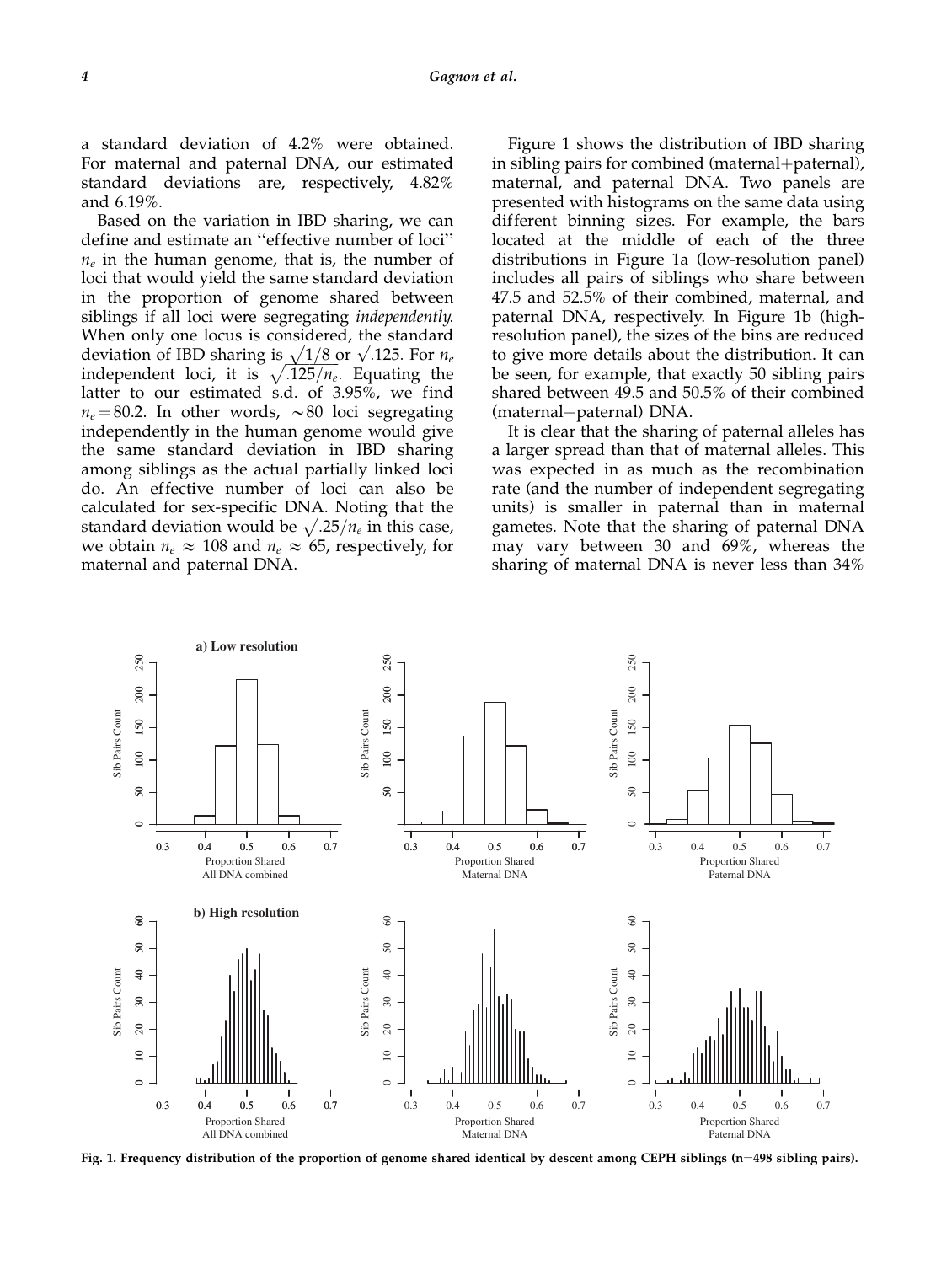a standard deviation of 4.2% were obtained. For maternal and paternal DNA, our estimated standard deviations are, respectively, 4.82% and 6.19%.

Based on the variation in IBD sharing, we can define and estimate an "effective number of loci" $n_e$ in the human genome, that is, the number of loci that would yield the same standard deviation in the proportion of genome shared between siblings if all loci were segregating *independently*. When only one locus is considered, the standard deviation of IBD sharing is $\sqrt{1/8}$ or $\sqrt{.125}$. For $n_e$ independent loci, it is $\sqrt{.125/n_e}$. Equating the latter to our estimated s.d. of 3.95%, we find $n_e = 80.2$. In other words, $\sim$80 loci segregating independently in the human genome would give the same standard deviation in IBD sharing among siblings as the actual partially linked loci do. An effective number of loci can also be calculated for sex-specific DNA. Noting that the standard deviation would be $\sqrt{.25/n_e}$ in this case, we obtain $n_e \approx 108$ and $n_e \approx 65$, respectively, for maternal and paternal DNA.

Figure 1 shows the distribution of IBD sharing in sibling pairs for combined (maternal+paternal), maternal, and paternal DNA. Two panels are presented with histograms on the same data using different binning sizes. For example, the bars located at the middle of each of the three distributions in Figure 1a (low-resolution panel) includes all pairs of siblings who share between 47.5 and 52.5% of their combined, maternal, and paternal DNA, respectively. In Figure 1b (high-resolution panel), the sizes of the bins are reduced to give more details about the distribution. It can be seen, for example, that exactly 50 sibling pairs shared between 49.5 and 50.5% of their combined (maternal+paternal) DNA.

It is clear that the sharing of paternal alleles has a larger spread than that of maternal alleles. This was expected in as much as the recombination rate (and the number of independent segregating units) is smaller in paternal than in maternal gametes. Note that the sharing of paternal DNA may vary between 30 and 69%, whereas the sharing of maternal DNA is never less than 34%

**Fig. 1. Frequency distribution of the proportion of genome shared identical by descent among CEPH siblings (n=498 sibling pairs).**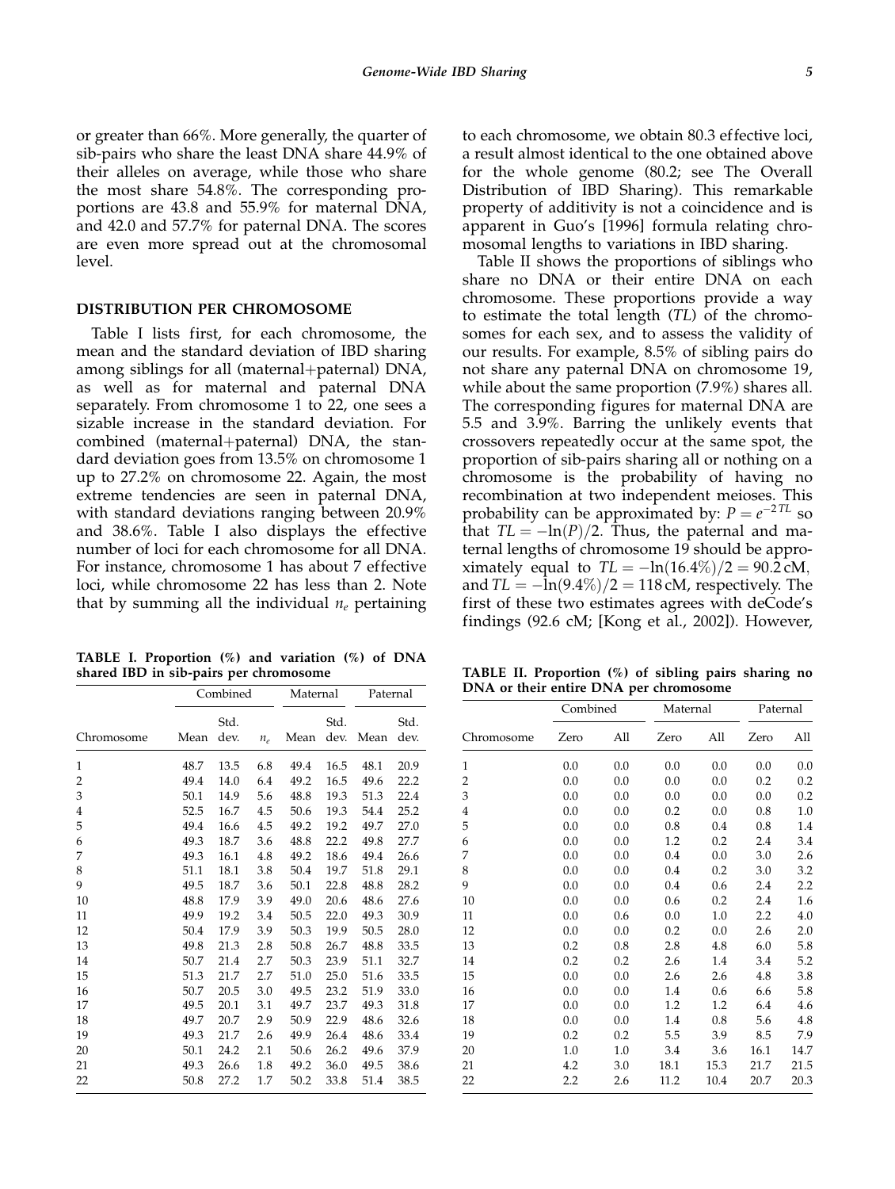or greater than 66%. More generally, the quarter of sib-pairs who share the least DNA share 44.9% of their alleles on average, while those who share the most share 54.8%. The corresponding proportions are 43.8 and 55.9% for maternal DNA, and 42.0 and 57.7% for paternal DNA. The scores are even more spread out at the chromosomal level.

## DISTRIBUTION PER CHROMOSOME

Table I lists first, for each chromosome, the mean and the standard deviation of IBD sharing among siblings for all (maternal+paternal) DNA, as well as for maternal and paternal DNA separately. From chromosome 1 to 22, one sees a sizable increase in the standard deviation. For combined (maternal+paternal) DNA, the standard deviation goes from 13.5% on chromosome 1 up to 27.2% on chromosome 22. Again, the most extreme tendencies are seen in paternal DNA, with standard deviations ranging between 20.9% and 38.6%. Table I also displays the effective number of loci for each chromosome for all DNA. For instance, chromosome 1 has about 7 effective loci, while chromosome 22 has less than 2. Note that by summing all the individual $n_e$ pertaining to each chromosome, we obtain 80.3 effective loci, a result almost identical to the one obtained above for the whole genome (80.2; see The Overall Distribution of IBD Sharing). This remarkable property of additivity is not a coincidence and is apparent in Guo's [1996] formula relating chromosomal lengths to variations in IBD sharing.

Table II shows the proportions of siblings who share no DNA or their entire DNA on each chromosome. These proportions provide a way to estimate the total length ($TL$) of the chromosomes for each sex, and to assess the validity of our results. For example, 8.5% of sibling pairs do not share any paternal DNA on chromosome 19, while about the same proportion (7.9%) shares all. The corresponding figures for maternal DNA are 5.5 and 3.9%. Barring the unlikely events that crossovers repeatedly occur at the same spot, the proportion of sib-pairs sharing all or nothing on a chromosome is the probability of having no recombination at two independent meioses. This probability can be approximated by: $P = e^{-2TL}$ so that $TL = -\ln(P)/2$. Thus, the paternal and maternal lengths of chromosome 19 should be approximately equal to $TL = -\ln(16.4\%)/2 = 90.2\,\text{cM}$, and $TL = -\ln(9.4\%)/2 = 118\,\text{cM}$, respectively. The first of these two estimates agrees with deCode's findings (92.6 cM; [Kong et al., 2002]). However,

**TABLE I. Proportion (%) and variation (%) of DNA shared IBD in sib-pairs per chromosome**

| | Combined | | | Maternal | | Paternal | |
|---|---|---|---|---|---|---|---|
| Chromosome | Mean | Std. dev. | $n_e$ | Mean | Std. dev. | Mean | Std. dev. |
| 1 | 48.7 | 13.5 | 6.8 | 49.4 | 16.5 | 48.1 | 20.9 |
| 2 | 49.4 | 14.0 | 6.4 | 49.2 | 16.5 | 49.6 | 22.2 |
| 3 | 50.1 | 14.9 | 5.6 | 48.8 | 19.3 | 51.3 | 22.4 |
| 4 | 52.5 | 16.7 | 4.5 | 50.6 | 19.3 | 54.4 | 25.2 |
| 5 | 49.4 | 16.6 | 4.5 | 49.2 | 19.2 | 49.7 | 27.0 |
| 6 | 49.3 | 18.7 | 3.6 | 48.8 | 22.2 | 49.8 | 27.7 |
| 7 | 49.3 | 16.1 | 4.8 | 49.2 | 18.6 | 49.4 | 26.6 |
| 8 | 51.1 | 18.1 | 3.8 | 50.4 | 19.7 | 51.8 | 29.1 |
| 9 | 49.5 | 18.7 | 3.6 | 50.1 | 22.8 | 48.8 | 28.2 |
| 10 | 48.8 | 17.9 | 3.9 | 49.0 | 20.6 | 48.6 | 27.6 |
| 11 | 49.9 | 19.2 | 3.4 | 50.5 | 22.0 | 49.3 | 30.9 |
| 12 | 50.4 | 17.9 | 3.9 | 50.3 | 19.9 | 50.5 | 28.0 |
| 13 | 49.8 | 21.3 | 2.8 | 50.8 | 26.7 | 48.8 | 33.5 |
| 14 | 50.7 | 21.4 | 2.7 | 50.3 | 23.9 | 51.1 | 32.7 |
| 15 | 51.3 | 21.7 | 2.7 | 51.0 | 25.0 | 51.6 | 33.5 |
| 16 | 50.7 | 20.5 | 3.0 | 49.5 | 23.2 | 51.9 | 33.0 |
| 17 | 49.5 | 20.1 | 3.1 | 49.7 | 23.7 | 49.3 | 31.8 |
| 18 | 49.7 | 20.7 | 2.9 | 50.9 | 22.9 | 48.6 | 32.6 |
| 19 | 49.3 | 21.7 | 2.6 | 49.9 | 26.4 | 48.6 | 33.4 |
| 20 | 50.1 | 24.2 | 2.1 | 50.6 | 26.2 | 49.6 | 37.9 |
| 21 | 49.3 | 26.6 | 1.8 | 49.2 | 36.0 | 49.5 | 38.6 |
| 22 | 50.8 | 27.2 | 1.7 | 50.2 | 33.8 | 51.4 | 38.5 |

**TABLE II. Proportion (%) of sibling pairs sharing no DNA or their entire DNA per chromosome**

| | Combined | | Maternal | | Paternal | |
|---|---|---|---|---|---|---|
| Chromosome | Zero | All | Zero | All | Zero | All |
| 1 | 0.0 | 0.0 | 0.0 | 0.0 | 0.0 | 0.0 |
| 2 | 0.0 | 0.0 | 0.0 | 0.0 | 0.2 | 0.2 |
| 3 | 0.0 | 0.0 | 0.0 | 0.0 | 0.0 | 0.2 |
| 4 | 0.0 | 0.0 | 0.2 | 0.0 | 0.8 | 1.0 |
| 5 | 0.0 | 0.0 | 0.8 | 0.4 | 0.8 | 1.4 |
| 6 | 0.0 | 0.0 | 1.2 | 0.2 | 2.4 | 3.4 |
| 7 | 0.0 | 0.0 | 0.4 | 0.0 | 3.0 | 2.6 |
| 8 | 0.0 | 0.0 | 0.4 | 0.2 | 3.0 | 3.2 |
| 9 | 0.0 | 0.0 | 0.4 | 0.6 | 2.4 | 2.2 |
| 10 | 0.0 | 0.0 | 0.6 | 0.2 | 2.4 | 1.6 |
| 11 | 0.0 | 0.6 | 0.0 | 1.0 | 2.2 | 4.0 |
| 12 | 0.0 | 0.0 | 0.2 | 0.0 | 2.6 | 2.0 |
| 13 | 0.2 | 0.8 | 2.8 | 4.8 | 6.0 | 5.8 |
| 14 | 0.2 | 0.2 | 2.6 | 1.4 | 3.4 | 5.2 |
| 15 | 0.0 | 0.0 | 2.6 | 2.6 | 4.8 | 3.8 |
| 16 | 0.0 | 0.0 | 1.4 | 0.6 | 6.6 | 5.8 |
| 17 | 0.0 | 0.0 | 1.2 | 1.2 | 6.4 | 4.6 |
| 18 | 0.0 | 0.0 | 1.4 | 0.8 | 5.6 | 4.8 |
| 19 | 0.2 | 0.2 | 5.5 | 3.9 | 8.5 | 7.9 |
| 20 | 1.0 | 1.0 | 3.4 | 3.6 | 16.1 | 14.7 |
| 21 | 4.2 | 3.0 | 18.1 | 15.3 | 21.7 | 21.5 |
| 22 | 2.2 | 2.6 | 11.2 | 10.4 | 20.7 | 20.3 |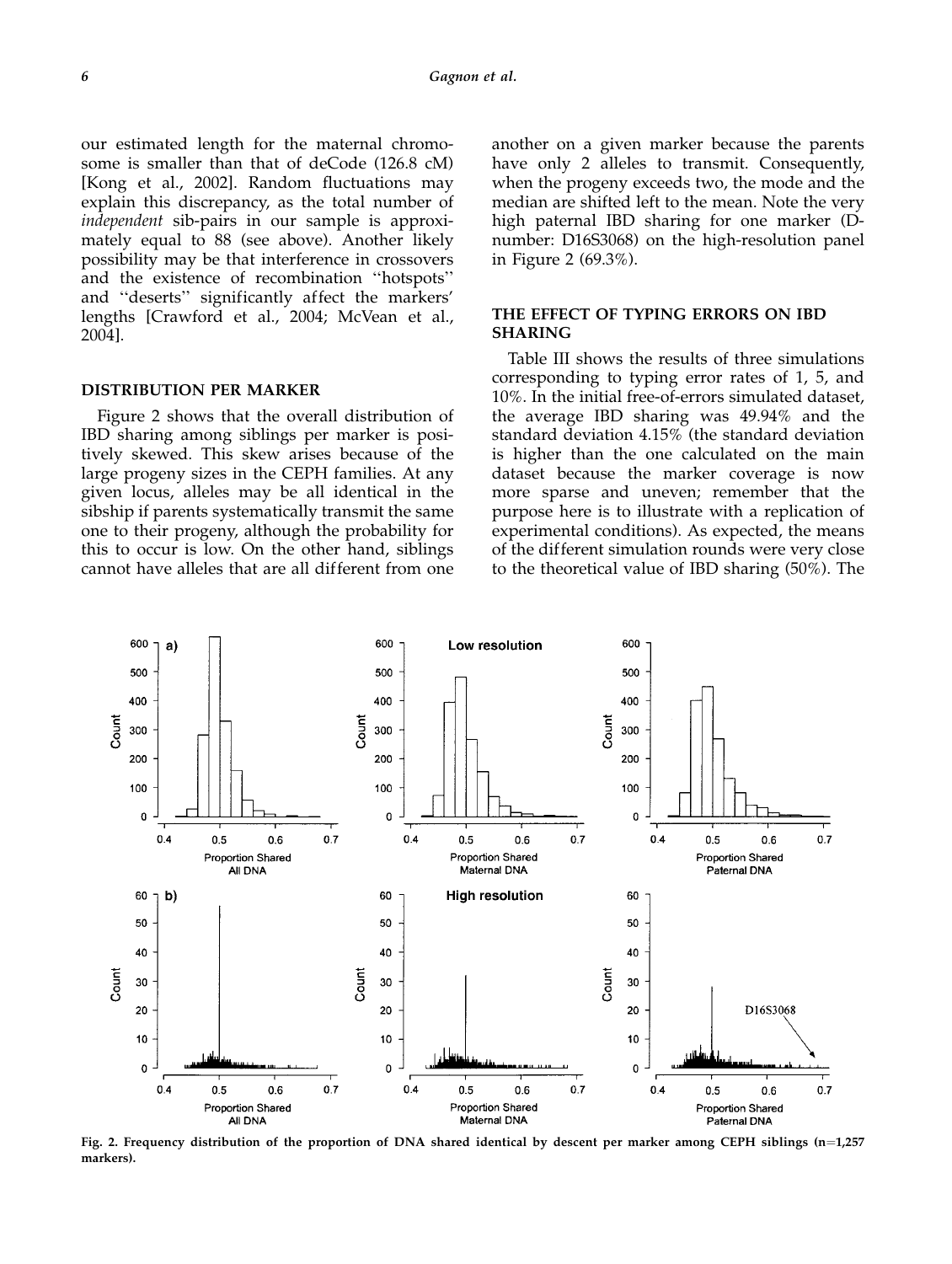our estimated length for the maternal chromosome is smaller than that of deCode (126.8 cM) [Kong et al., 2002]. Random fluctuations may explain this discrepancy, as the total number of *independent* sib-pairs in our sample is approximately equal to 88 (see above). Another likely possibility may be that interference in crossovers and the existence of recombination "hotspots" and "deserts" significantly affect the markers' lengths [Crawford et al., 2004; McVean et al., 2004].

## DISTRIBUTION PER MARKER

Figure 2 shows that the overall distribution of IBD sharing among siblings per marker is positively skewed. This skew arises because of the large progeny sizes in the CEPH families. At any given locus, alleles may be all identical in the sibship if parents systematically transmit the same one to their progeny, although the probability for this to occur is low. On the other hand, siblings cannot have alleles that are all different from one another on a given marker because the parents have only 2 alleles to transmit. Consequently, when the progeny exceeds two, the mode and the median are shifted left to the mean. Note the very high paternal IBD sharing for one marker (D-number: D16S3068) on the high-resolution panel in Figure 2 (69.3%).

## THE EFFECT OF TYPING ERRORS ON IBD SHARING

Table III shows the results of three simulations corresponding to typing error rates of 1, 5, and 10%. In the initial free-of-errors simulated dataset, the average IBD sharing was 49.94% and the standard deviation 4.15% (the standard deviation is higher than the one calculated on the main dataset because the marker coverage is now more sparse and uneven; remember that the purpose here is to illustrate with a replication of experimental conditions). As expected, the means of the different simulation rounds were very close to the theoretical value of IBD sharing (50%). The

**Fig. 2. Frequency distribution of the proportion of DNA shared identical by descent per marker among CEPH siblings (n=1,257 markers).**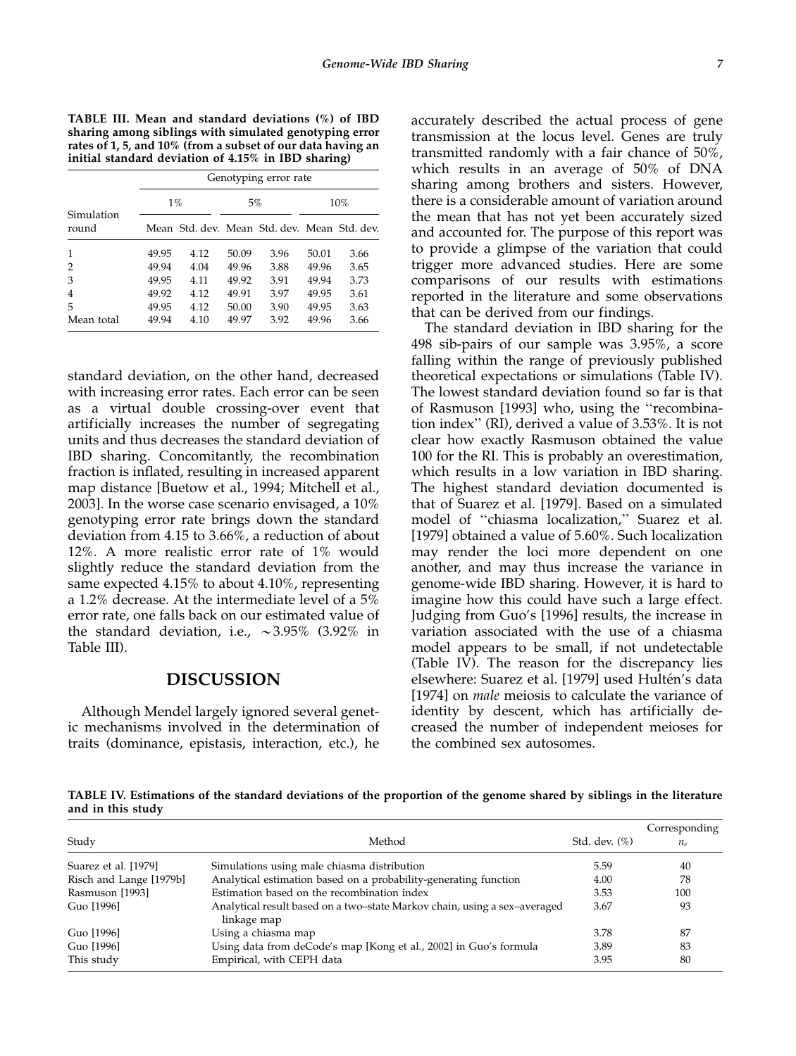**TABLE III. Mean and standard deviations (%) of IBD sharing among siblings with simulated genotyping error rates of 1, 5, and 10% (from a subset of our data having an initial standard deviation of 4.15% in IBD sharing)**

| Simulation round | Genotyping error rate | | | | | |
|---|---|---|---|---|---|---|
| | 1% | | 5% | | 10% | |
| | Mean | Std. dev. | Mean | Std. dev. | Mean | Std. dev. |
| 1 | 49.95 | 4.12 | 50.09 | 3.96 | 50.01 | 3.66 |
| 2 | 49.94 | 4.04 | 49.96 | 3.88 | 49.96 | 3.65 |
| 3 | 49.95 | 4.11 | 49.92 | 3.91 | 49.94 | 3.73 |
| 4 | 49.92 | 4.12 | 49.91 | 3.97 | 49.95 | 3.61 |
| 5 | 49.95 | 4.12 | 50.00 | 3.90 | 49.95 | 3.63 |
| Mean total | 49.94 | 4.10 | 49.97 | 3.92 | 49.96 | 3.66 |

standard deviation, on the other hand, decreased with increasing error rates. Each error can be seen as a virtual double crossing-over event that artificially increases the number of segregating units and thus decreases the standard deviation of IBD sharing. Concomitantly, the recombination fraction is inflated, resulting in increased apparent map distance [Buetow et al., 1994; Mitchell et al., 2003]. In the worse case scenario envisaged, a 10% genotyping error rate brings down the standard deviation from 4.15 to 3.66%, a reduction of about 12%. A more realistic error rate of 1% would slightly reduce the standard deviation from the same expected 4.15% to about 4.10%, representing a 1.2% decrease. At the intermediate level of a 5% error rate, one falls back on our estimated value of the standard deviation, i.e., ~3.95% (3.92% in Table III).

## DISCUSSION

Although Mendel largely ignored several genetic mechanisms involved in the determination of traits (dominance, epistasis, interaction, etc.), he accurately described the actual process of gene transmission at the locus level. Genes are truly transmitted randomly with a fair chance of 50%, which results in an average of 50% of DNA sharing among brothers and sisters. However, there is a considerable amount of variation around the mean that has not yet been accurately sized and accounted for. The purpose of this report was to provide a glimpse of the variation that could trigger more advanced studies. Here are some comparisons of our results with estimations reported in the literature and some observations that can be derived from our findings.

The standard deviation in IBD sharing for the 498 sib-pairs of our sample was 3.95%, a score falling within the range of previously published theoretical expectations or simulations (Table IV). The lowest standard deviation found so far is that of Rasmuson [1993] who, using the "recombination index" (RI), derived a value of 3.53%. It is not clear how exactly Rasmuson obtained the value 100 for the RI. This is probably an overestimation, which results in a low variation in IBD sharing. The highest standard deviation documented is that of Suarez et al. [1979]. Based on a simulated model of "chiasma localization," Suarez et al. [1979] obtained a value of 5.60%. Such localization may render the loci more dependent on one another, and may thus increase the variance in genome-wide IBD sharing. However, it is hard to imagine how this could have such a large effect. Judging from Guo's [1996] results, the increase in variation associated with the use of a chiasma model appears to be small, if not undetectable (Table IV). The reason for the discrepancy lies elsewhere: Suarez et al. [1979] used Hultén's data [1974] on *male* meiosis to calculate the variance of identity by descent, which has artificially decreased the number of independent meioses for the combined sex autosomes.

**TABLE IV. Estimations of the standard deviations of the proportion of the genome shared by siblings in the literature and in this study**

| Study | Method | Std. dev. (%) | Corresponding $n_e$ |
|---|---|---|---|
| Suarez et al. [1979] | Simulations using male chiasma distribution | 5.59 | 40 |
| Risch and Lange [1979b] | Analytical estimation based on a probability-generating function | 4.00 | 78 |
| Rasmuson [1993] | Estimation based on the recombination index | 3.53 | 100 |
| Guo [1996] | Analytical result based on a two–state Markov chain, using a sex–averaged linkage map | 3.67 | 93 |
| Guo [1996] | Using a chiasma map | 3.78 | 87 |
| Guo [1996] | Using data from deCode's map [Kong et al., 2002] in Guo's formula | 3.89 | 83 |
| This study | Empirical, with CEPH data | 3.95 | 80 |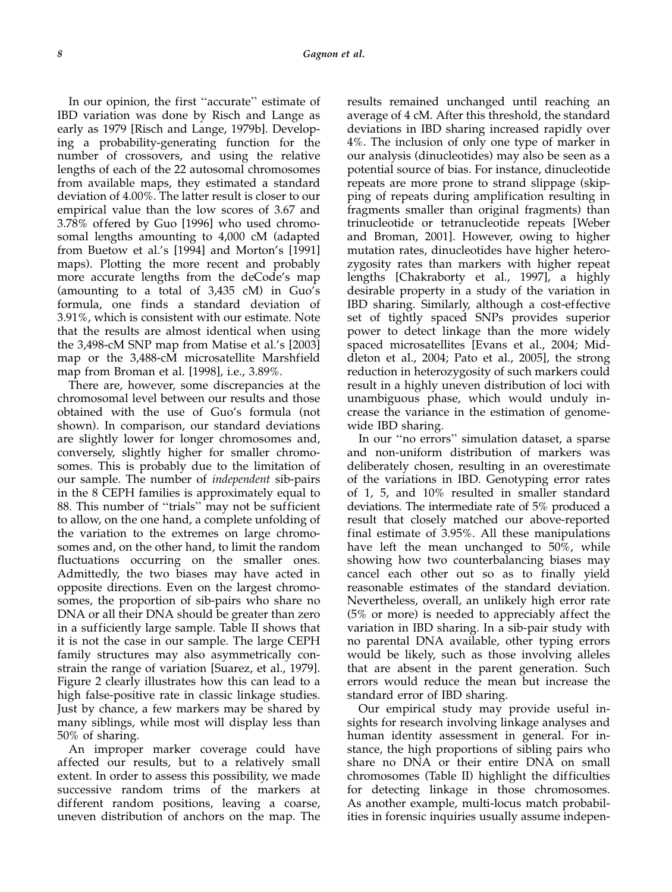In our opinion, the first "accurate" estimate of IBD variation was done by Risch and Lange as early as 1979 [Risch and Lange, 1979b]. Developing a probability-generating function for the number of crossovers, and using the relative lengths of each of the 22 autosomal chromosomes from available maps, they estimated a standard deviation of 4.00%. The latter result is closer to our empirical value than the low scores of 3.67 and 3.78% offered by Guo [1996] who used chromosomal lengths amounting to 4,000 cM (adapted from Buetow et al.'s [1994] and Morton's [1991] maps). Plotting the more recent and probably more accurate lengths from the deCode's map (amounting to a total of 3,435 cM) in Guo's formula, one finds a standard deviation of 3.91%, which is consistent with our estimate. Note that the results are almost identical when using the 3,498-cM SNP map from Matise et al.'s [2003] map or the 3,488-cM microsatellite Marshfield map from Broman et al. [1998], i.e., 3.89%.

There are, however, some discrepancies at the chromosomal level between our results and those obtained with the use of Guo's formula (not shown). In comparison, our standard deviations are slightly lower for longer chromosomes and, conversely, slightly higher for smaller chromosomes. This is probably due to the limitation of our sample. The number of *independent* sib-pairs in the 8 CEPH families is approximately equal to 88. This number of "trials" may not be sufficient to allow, on the one hand, a complete unfolding of the variation to the extremes on large chromosomes and, on the other hand, to limit the random fluctuations occurring on the smaller ones. Admittedly, the two biases may have acted in opposite directions. Even on the largest chromosomes, the proportion of sib-pairs who share no DNA or all their DNA should be greater than zero in a sufficiently large sample. Table II shows that it is not the case in our sample. The large CEPH family structures may also asymmetrically constrain the range of variation [Suarez, et al., 1979]. Figure 2 clearly illustrates how this can lead to a high false-positive rate in classic linkage studies. Just by chance, a few markers may be shared by many siblings, while most will display less than 50% of sharing.

An improper marker coverage could have affected our results, but to a relatively small extent. In order to assess this possibility, we made successive random trims of the markers at different random positions, leaving a coarse, uneven distribution of anchors on the map. The results remained unchanged until reaching an average of 4 cM. After this threshold, the standard deviations in IBD sharing increased rapidly over 4%. The inclusion of only one type of marker in our analysis (dinucleotides) may also be seen as a potential source of bias. For instance, dinucleotide repeats are more prone to strand slippage (skipping of repeats during amplification resulting in fragments smaller than original fragments) than trinucleotide or tetranucleotide repeats [Weber and Broman, 2001]. However, owing to higher mutation rates, dinucleotides have higher heterozygosity rates than markers with higher repeat lengths [Chakraborty et al., 1997], a highly desirable property in a study of the variation in IBD sharing. Similarly, although a cost-effective set of tightly spaced SNPs provides superior power to detect linkage than the more widely spaced microsatellites [Evans et al., 2004; Middleton et al., 2004; Pato et al., 2005], the strong reduction in heterozygosity of such markers could result in a highly uneven distribution of loci with unambiguous phase, which would unduly increase the variance in the estimation of genome-wide IBD sharing.

In our "no errors" simulation dataset, a sparse and non-uniform distribution of markers was deliberately chosen, resulting in an overestimate of the variations in IBD. Genotyping error rates of 1, 5, and 10% resulted in smaller standard deviations. The intermediate rate of 5% produced a result that closely matched our above-reported final estimate of 3.95%. All these manipulations have left the mean unchanged to 50%, while showing how two counterbalancing biases may cancel each other out so as to finally yield reasonable estimates of the standard deviation. Nevertheless, overall, an unlikely high error rate (5% or more) is needed to appreciably affect the variation in IBD sharing. In a sib-pair study with no parental DNA available, other typing errors would be likely, such as those involving alleles that are absent in the parent generation. Such errors would reduce the mean but increase the standard error of IBD sharing.

Our empirical study may provide useful insights for research involving linkage analyses and human identity assessment in general. For instance, the high proportions of sibling pairs who share no DNA or their entire DNA on small chromosomes (Table II) highlight the difficulties for detecting linkage in those chromosomes. As another example, multi-locus match probabilities in forensic inquiries usually assume indepen-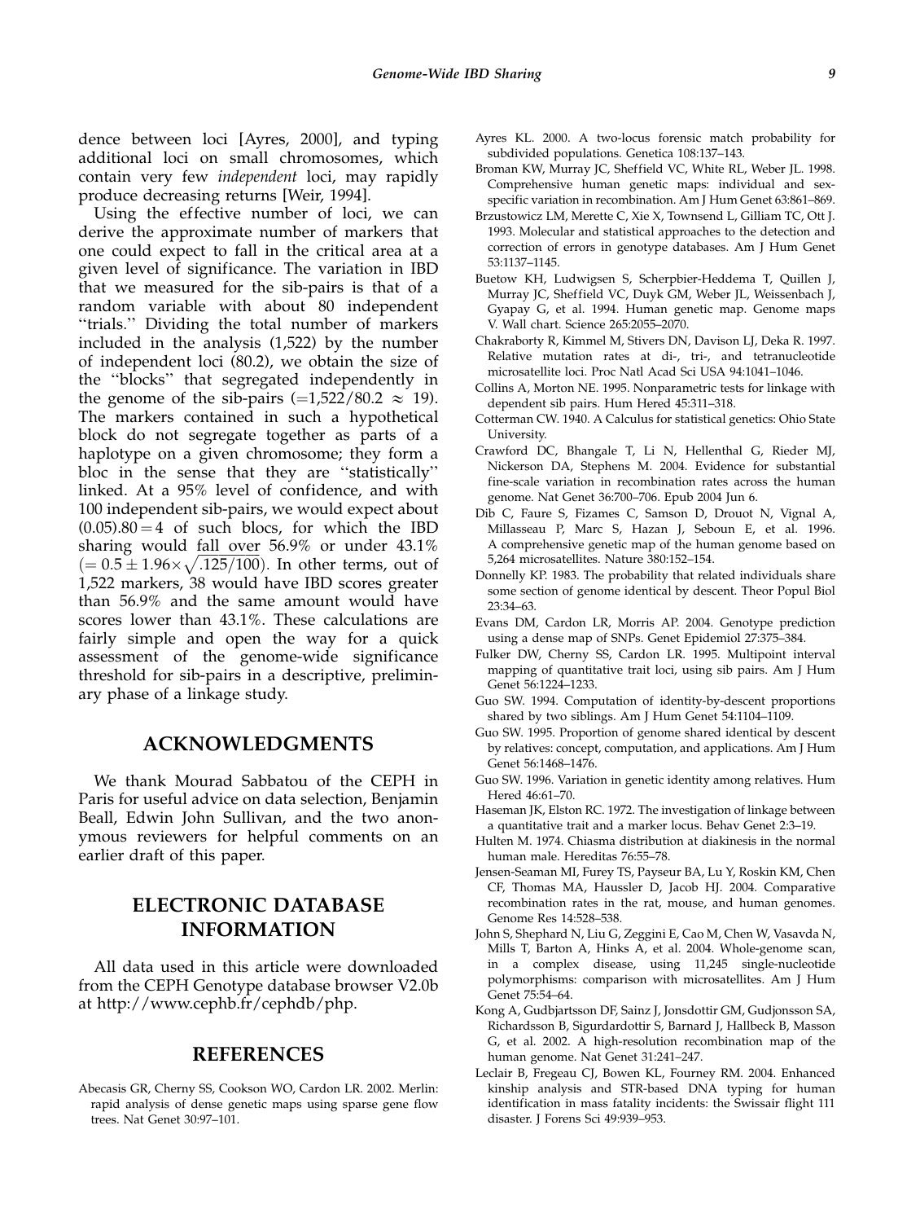dence between loci [Ayres, 2000], and typing additional loci on small chromosomes, which contain very few *independent* loci, may rapidly produce decreasing returns [Weir, 1994].

Using the effective number of loci, we can derive the approximate number of markers that one could expect to fall in the critical area at a given level of significance. The variation in IBD that we measured for the sib-pairs is that of a random variable with about 80 independent "trials." Dividing the total number of markers included in the analysis (1,522) by the number of independent loci (80.2), we obtain the size of the "blocks" that segregated independently in the genome of the sib-pairs ($=1{,}522/80.2 \approx 19$). The markers contained in such a hypothetical block do not segregate together as parts of a haplotype on a given chromosome; they form a bloc in the sense that they are "statistically" linked. At a 95% level of confidence, and with 100 independent sib-pairs, we would expect about $(0.05).80 = 4$ of such blocs, for which the IBD sharing would fall over 56.9% or under 43.1% $(= 0.5 \pm 1.96 \times \sqrt{.125/100})$. In other terms, out of 1,522 markers, 38 would have IBD scores greater than 56.9% and the same amount would have scores lower than 43.1%. These calculations are fairly simple and open the way for a quick assessment of the genome-wide significance threshold for sib-pairs in a descriptive, preliminary phase of a linkage study.

## ACKNOWLEDGMENTS

We thank Mourad Sabbatou of the CEPH in Paris for useful advice on data selection, Benjamin Beall, Edwin John Sullivan, and the two anonymous reviewers for helpful comments on an earlier draft of this paper.

## ELECTRONIC DATABASE INFORMATION

All data used in this article were downloaded from the CEPH Genotype database browser V2.0b at http://www.cephb.fr/cephdb/php.

## REFERENCES

Abecasis GR, Cherny SS, Cookson WO, Cardon LR. 2002. Merlin: rapid analysis of dense genetic maps using sparse gene flow trees. Nat Genet 30:97–101.

Ayres KL. 2000. A two-locus forensic match probability for subdivided populations. Genetica 108:137–143.

Broman KW, Murray JC, Sheffield VC, White RL, Weber JL. 1998. Comprehensive human genetic maps: individual and sex-specific variation in recombination. Am J Hum Genet 63:861–869.

Brzustowicz LM, Merette C, Xie X, Townsend L, Gilliam TC, Ott J. 1993. Molecular and statistical approaches to the detection and correction of errors in genotype databases. Am J Hum Genet 53:1137–1145.

Buetow KH, Ludwigsen S, Scherpbier-Heddema T, Quillen J, Murray JC, Sheffield VC, Duyk GM, Weber JL, Weissenbach J, Gyapay G, et al. 1994. Human genetic map. Genome maps V. Wall chart. Science 265:2055–2070.

Chakraborty R, Kimmel M, Stivers DN, Davison LJ, Deka R. 1997. Relative mutation rates at di-, tri-, and tetranucleotide microsatellite loci. Proc Natl Acad Sci USA 94:1041–1046.

Collins A, Morton NE. 1995. Nonparametric tests for linkage with dependent sib pairs. Hum Hered 45:311–318.

Cotterman CW. 1940. A Calculus for statistical genetics: Ohio State University.

Crawford DC, Bhangale T, Li N, Hellenthal G, Rieder MJ, Nickerson DA, Stephens M. 2004. Evidence for substantial fine-scale variation in recombination rates across the human genome. Nat Genet 36:700–706. Epub 2004 Jun 6.

Dib C, Faure S, Fizames C, Samson D, Drouot N, Vignal A, Millasseau P, Marc S, Hazan J, Seboun E, et al. 1996. A comprehensive genetic map of the human genome based on 5,264 microsatellites. Nature 380:152–154.

Donnelly KP. 1983. The probability that related individuals share some section of genome identical by descent. Theor Popul Biol 23:34–63.

Evans DM, Cardon LR, Morris AP. 2004. Genotype prediction using a dense map of SNPs. Genet Epidemiol 27:375–384.

Fulker DW, Cherny SS, Cardon LR. 1995. Multipoint interval mapping of quantitative trait loci, using sib pairs. Am J Hum Genet 56:1224–1233.

Guo SW. 1994. Computation of identity-by-descent proportions shared by two siblings. Am J Hum Genet 54:1104–1109.

Guo SW. 1995. Proportion of genome shared identical by descent by relatives: concept, computation, and applications. Am J Hum Genet 56:1468–1476.

Guo SW. 1996. Variation in genetic identity among relatives. Hum Hered 46:61–70.

Haseman JK, Elston RC. 1972. The investigation of linkage between a quantitative trait and a marker locus. Behav Genet 2:3–19.

Hulten M. 1974. Chiasma distribution at diakinesis in the normal human male. Hereditas 76:55–78.

Jensen-Seaman MI, Furey TS, Payseur BA, Lu Y, Roskin KM, Chen CF, Thomas MA, Haussler D, Jacob HJ. 2004. Comparative recombination rates in the rat, mouse, and human genomes. Genome Res 14:528–538.

John S, Shephard N, Liu G, Zeggini E, Cao M, Chen W, Vasavda N, Mills T, Barton A, Hinks A, et al. 2004. Whole-genome scan, in a complex disease, using 11,245 single-nucleotide polymorphisms: comparison with microsatellites. Am J Hum Genet 75:54–64.

Kong A, Gudbjartsson DF, Sainz J, Jonsdottir GM, Gudjonsson SA, Richardsson B, Sigurdardottir S, Barnard J, Hallbeck B, Masson G, et al. 2002. A high-resolution recombination map of the human genome. Nat Genet 31:241–247.

Leclair B, Fregeau CJ, Bowen KL, Fourney RM. 2004. Enhanced kinship analysis and STR-based DNA typing for human identification in mass fatality incidents: the Swissair flight 111 disaster. J Forens Sci 49:939–953.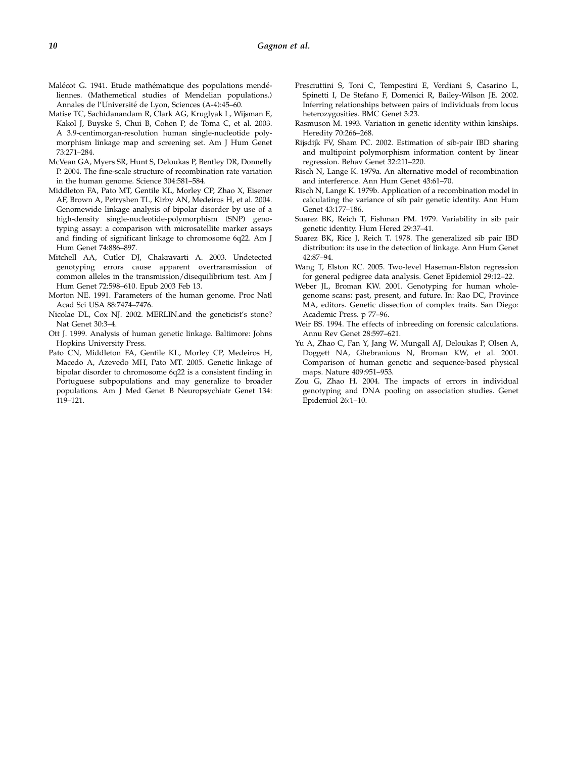Malécot G. 1941. Etude mathématique des populations mendéliennes. (Mathemetical studies of Mendelian populations.) Annales de l'Université de Lyon, Sciences (A-4):45–60.

Matise TC, Sachidanandam R, Clark AG, Kruglyak L, Wijsman E, Kakol J, Buyske S, Chui B, Cohen P, de Toma C, et al. 2003. A 3.9-centimorgan-resolution human single-nucleotide polymorphism linkage map and screening set. Am J Hum Genet 73:271–284.

McVean GA, Myers SR, Hunt S, Deloukas P, Bentley DR, Donnelly P. 2004. The fine-scale structure of recombination rate variation in the human genome. Science 304:581–584.

Middleton FA, Pato MT, Gentile KL, Morley CP, Zhao X, Eisener AF, Brown A, Petryshen TL, Kirby AN, Medeiros H, et al. 2004. Genomewide linkage analysis of bipolar disorder by use of a high-density single-nucleotide-polymorphism (SNP) genotyping assay: a comparison with microsatellite marker assays and finding of significant linkage to chromosome 6q22. Am J Hum Genet 74:886–897.

Mitchell AA, Cutler DJ, Chakravarti A. 2003. Undetected genotyping errors cause apparent overtransmission of common alleles in the transmission/disequilibrium test. Am J Hum Genet 72:598–610. Epub 2003 Feb 13.

Morton NE. 1991. Parameters of the human genome. Proc Natl Acad Sci USA 88:7474–7476.

Nicolae DL, Cox NJ. 2002. MERLIN.and the geneticist's stone? Nat Genet 30:3–4.

Ott J. 1999. Analysis of human genetic linkage. Baltimore: Johns Hopkins University Press.

Pato CN, Middleton FA, Gentile KL, Morley CP, Medeiros H, Macedo A, Azevedo MH, Pato MT. 2005. Genetic linkage of bipolar disorder to chromosome 6q22 is a consistent finding in Portuguese subpopulations and may generalize to broader populations. Am J Med Genet B Neuropsychiatr Genet 134: 119–121.

Presciuttini S, Toni C, Tempestini E, Verdiani S, Casarino L, Spinetti I, De Stefano F, Domenici R, Bailey-Wilson JE. 2002. Inferring relationships between pairs of individuals from locus heterozygosities. BMC Genet 3:23.

Rasmuson M. 1993. Variation in genetic identity within kinships. Heredity 70:266–268.

Rijsdijk FV, Sham PC. 2002. Estimation of sib-pair IBD sharing and multipoint polymorphism information content by linear regression. Behav Genet 32:211–220.

Risch N, Lange K. 1979a. An alternative model of recombination and interference. Ann Hum Genet 43:61–70.

Risch N, Lange K. 1979b. Application of a recombination model in calculating the variance of sib pair genetic identity. Ann Hum Genet 43:177–186.

Suarez BK, Reich T, Fishman PM. 1979. Variability in sib pair genetic identity. Hum Hered 29:37–41.

Suarez BK, Rice J, Reich T. 1978. The generalized sib pair IBD distribution: its use in the detection of linkage. Ann Hum Genet 42:87–94.

Wang T, Elston RC. 2005. Two-level Haseman-Elston regression for general pedigree data analysis. Genet Epidemiol 29:12–22.

Weber JL, Broman KW. 2001. Genotyping for human whole-genome scans: past, present, and future. In: Rao DC, Province MA, editors. Genetic dissection of complex traits. San Diego: Academic Press. p 77–96.

Weir BS. 1994. The effects of inbreeding on forensic calculations. Annu Rev Genet 28:597–621.

Yu A, Zhao C, Fan Y, Jang W, Mungall AJ, Deloukas P, Olsen A, Doggett NA, Ghebranious N, Broman KW, et al. 2001. Comparison of human genetic and sequence-based physical maps. Nature 409:951–953.

Zou G, Zhao H. 2004. The impacts of errors in individual genotyping and DNA pooling on association studies. Genet Epidemiol 26:1–10.